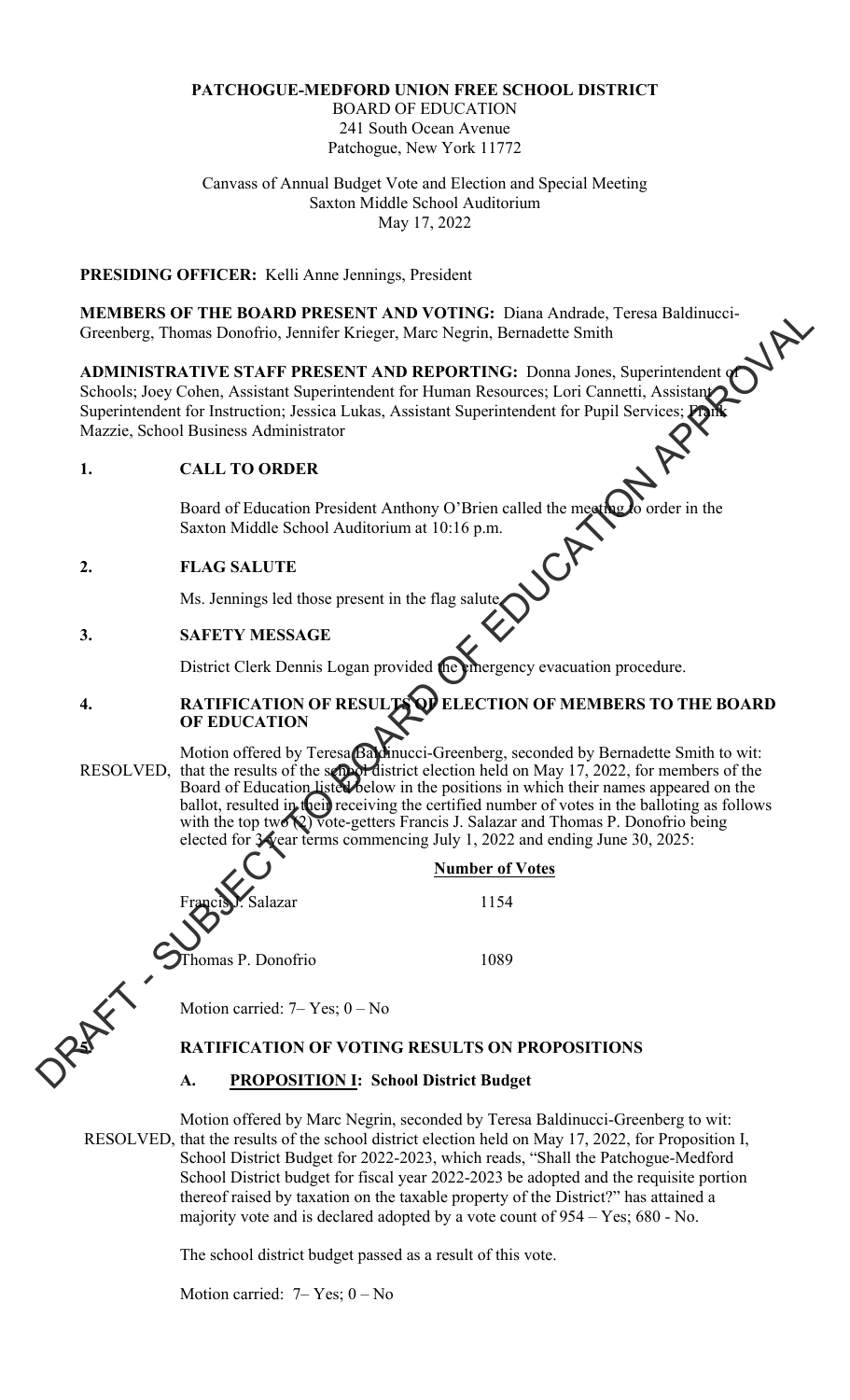**PATCHOGUE-MEDFORD UNION FREE SCHOOL DISTRICT**
BOARD OF EDUCATION
241 South Ocean Avenue
Patchogue, New York 11772

Canvass of Annual Budget Vote and Election and Special Meeting
Saxton Middle School Auditorium
May 17, 2022

**PRESIDING OFFICER:** Kelli Anne Jennings, President

**MEMBERS OF THE BOARD PRESENT AND VOTING:** Diana Andrade, Teresa Baldinucci-Greenberg, Thomas Donofrio, Jennifer Krieger, Marc Negrin, Bernadette Smith

**ADMINISTRATIVE STAFF PRESENT AND REPORTING:** Donna Jones, Superintendent of Schools; Joey Cohen, Assistant Superintendent for Human Resources; Lori Cannetti, Assistant Superintendent for Instruction; Jessica Lukas, Assistant Superintendent for Pupil Services; Frank Mazzie, School Business Administrator

DRAFT - SUBJECT TO BOARD OF EDUCATION APPROVAL

## 1. CALL TO ORDER

Board of Education President Anthony O'Brien called the meeting to order in the Saxton Middle School Auditorium at 10:16 p.m.

## 2. FLAG SALUTE

Ms. Jennings led those present in the flag salute.

## 3. SAFETY MESSAGE

District Clerk Dennis Logan provided the emergency evacuation procedure.

## 4. RATIFICATION OF RESULTS OF ELECTION OF MEMBERS TO THE BOARD OF EDUCATION

Motion offered by Teresa Baldinucci-Greenberg, seconded by Bernadette Smith to wit:

RESOLVED, that the results of the school district election held on May 17, 2022, for members of the Board of Education listed below in the positions in which their names appeared on the ballot, resulted in their receiving the certified number of votes in the balloting as follows with the top two (2) vote-getters Francis J. Salazar and Thomas P. Donofrio being elected for 3-year terms commencing July 1, 2022 and ending June 30, 2025:

| | **Number of Votes** |
|---|---|
| Francis J. Salazar | 1154 |
| Thomas P. Donofrio | 1089 |

Motion carried: 7– Yes; 0 – No

## 5. RATIFICATION OF VOTING RESULTS ON PROPOSITIONS

### A. PROPOSITION I: School District Budget

Motion offered by Marc Negrin, seconded by Teresa Baldinucci-Greenberg to wit:

RESOLVED, that the results of the school district election held on May 17, 2022, for Proposition I, School District Budget for 2022-2023, which reads, "Shall the Patchogue-Medford School District budget for fiscal year 2022-2023 be adopted and the requisite portion thereof raised by taxation on the taxable property of the District?" has attained a majority vote and is declared adopted by a vote count of 954 – Yes; 680 - No.

The school district budget passed as a result of this vote.

Motion carried: 7– Yes; 0 – No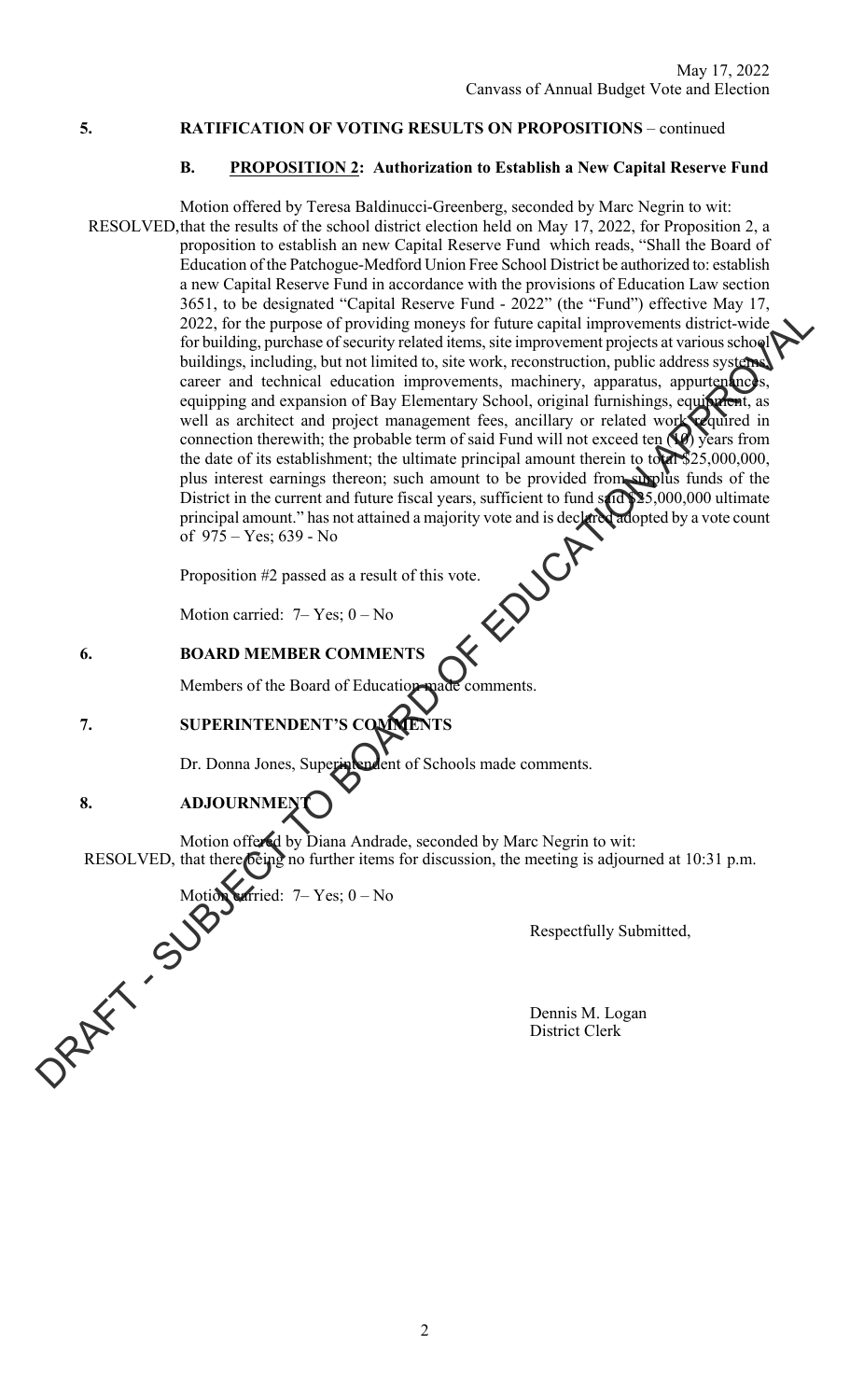May 17, 2022
Canvass of Annual Budget Vote and Election

**5. RATIFICATION OF VOTING RESULTS ON PROPOSITIONS** – continued

**B. PROPOSITION 2: Authorization to Establish a New Capital Reserve Fund**

Motion offered by Teresa Baldinucci-Greenberg, seconded by Marc Negrin to wit:

RESOLVED, that the results of the school district election held on May 17, 2022, for Proposition 2, a proposition to establish an new Capital Reserve Fund which reads, "Shall the Board of Education of the Patchogue-Medford Union Free School District be authorized to: establish a new Capital Reserve Fund in accordance with the provisions of Education Law section 3651, to be designated "Capital Reserve Fund - 2022" (the "Fund") effective May 17, 2022, for the purpose of providing moneys for future capital improvements district-wide for building, purchase of security related items, site improvement projects at various school buildings, including, but not limited to, site work, reconstruction, public address systems, career and technical education improvements, machinery, apparatus, appurtenances, equipping and expansion of Bay Elementary School, original furnishings, equipment, as well as architect and project management fees, ancillary or related work required in connection therewith; the probable term of said Fund will not exceed ten (10) years from the date of its establishment; the ultimate principal amount therein to total $25,000,000, plus interest earnings thereon; such amount to be provided from surplus funds of the District in the current and future fiscal years, sufficient to fund said $25,000,000 ultimate principal amount." has not attained a majority vote and is declared adopted by a vote count of 975 – Yes; 639 - No

Proposition #2 passed as a result of this vote.

Motion carried: 7– Yes; 0 – No

**6. BOARD MEMBER COMMENTS**

Members of the Board of Education made comments.

**7. SUPERINTENDENT'S COMMENTS**

Dr. Donna Jones, Superintendent of Schools made comments.

**8. ADJOURNMENT**

Motion offered by Diana Andrade, seconded by Marc Negrin to wit:

RESOLVED, that there being no further items for discussion, the meeting is adjourned at 10:31 p.m.

Motion carried: 7– Yes; 0 – No

Respectfully Submitted,

Dennis M. Logan
District Clerk

DRAFT - SUBJECT TO BOARD OF EDUCATION APPROVAL